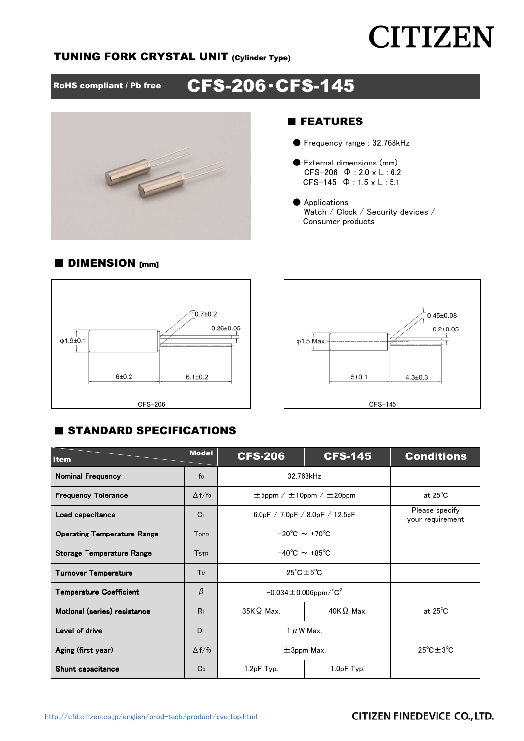# CITIZEN

## TUNING FORK CRYSTAL UNIT (Cylinder Type)

**RoHS compliant / Pb free** **CFS-206・CFS-145**

## ■ FEATURES

- Frequency range : 32.768kHz
- External dimensions (mm)
  CFS-206 Φ : 2.0 x L : 6.2
  CFS-145 Φ : 1.5 x L : 5.1
- Applications
  Watch / Clock / Security devices / Consumer products

## ■ DIMENSION [mm]

CFS-206: φ1.9±0.1, 6±0.2, 6.1±0.2, 0.7±0.2, 0.26±0.05

CFS-145: φ1.5 Max., 5±0.1, 4.3±0.3, 0.45±0.08, 0.2±0.05

## ■ STANDARD SPECIFICATIONS

| Item | Model | CFS-206 | CFS-145 | Conditions |
|---|---|---|---|---|
| Nominal Frequency | $f_0$ | 32.768kHz | | |
| Frequency Tolerance | $\Delta f/f_0$ | ±5ppm / ±10ppm / ±20ppm | | at 25℃ |
| Load capacitance | $C_L$ | 6.0pF / 7.0pF / 8.0pF / 12.5pF | | Please specify your requirement |
| Operating Temperature Range | $T_{OPR}$ | -20℃ ～ +70℃ | | |
| Storage Temperature Range | $T_{STR}$ | -40℃ ～ +85℃ | | |
| Turnover Temperature | $T_M$ | 25℃±5℃ | | |
| Temperature Coefficient | $\beta$ | -0.034±0.006ppm/℃$^2$ | | |
| Motional (series) resistance | $R_1$ | 35KΩ Max. | 40KΩ Max. | at 25℃ |
| Level of drive | $D_L$ | 1 μW Max. | | |
| Aging (first year) | $\Delta f/f_0$ | ±3ppm Max. | | 25℃±3℃ |
| Shunt capacitance | $C_0$ | 1.2pF Typ. | 1.0pF Typ. | |

http://cfd.citizen.co.jp/english/prod-tech/product/cvo_top.html

CITIZEN FINEDEVICE CO., LTD.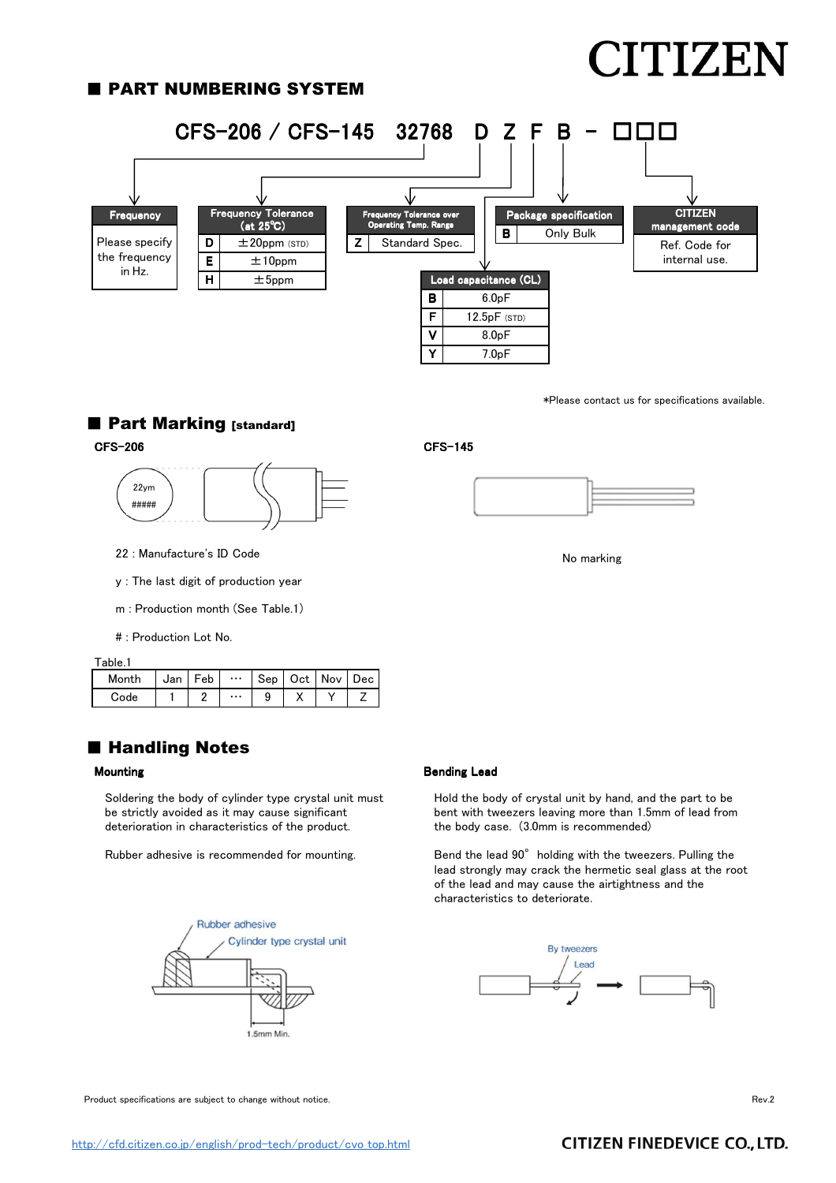CITIZEN

## ■ PART NUMBERING SYSTEM

CFS-206 / CFS-145　32768　D　Z　F　B　-　□□□

**Frequency**

Please specify the frequency in Hz.

| Frequency Tolerance (at 25℃) | |
|---|---|
| D | ±20ppm (STD) |
| E | ±10ppm |
| H | ±5ppm |

| Frequency Tolerance over Operating Temp. Range | |
|---|---|
| Z | Standard Spec. |

| Load capacitance (CL) | |
|---|---|
| B | 6.0pF |
| F | 12.5pF (STD) |
| V | 8.0pF |
| Y | 7.0pF |

| Package specification | |
|---|---|
| B | Only Bulk |

**CITIZEN management code**

Ref. Code for internal use.

*Please contact us for specifications available.

## ■ Part Marking [standard]

**CFS-206**

22ym
#####

22 : Manufacture's ID Code

y : The last digit of production year

m : Production month (See Table.1)

# : Production Lot No.

Table.1

| Month | Jan | Feb | … | Sep | Oct | Nov | Dec |
|---|---|---|---|---|---|---|---|
| Code | 1 | 2 | … | 9 | X | Y | Z |

**CFS-145**

No marking

## ■ Handling Notes

**Mounting**

Soldering the body of cylinder type crystal unit must be strictly avoided as it may cause significant deterioration in characteristics of the product.

Rubber adhesive is recommended for mounting.

Rubber adhesive
Cylinder type crystal unit
1.5mm Min.

**Bending Lead**

Hold the body of crystal unit by hand, and the part to be bent with tweezers leaving more than 1.5mm of lead from the body case. (3.0mm is recommended)

Bend the lead 90° holding with the tweezers. Pulling the lead strongly may crack the hermetic seal glass at the root of the lead and may cause the airtightness and the characteristics to deteriorate.

By tweezers
Lead

Product specifications are subject to change without notice.

Rev.2

http://cfd.citizen.co.jp/english/prod-tech/product/cvo_top.html

CITIZEN FINEDEVICE CO., LTD.